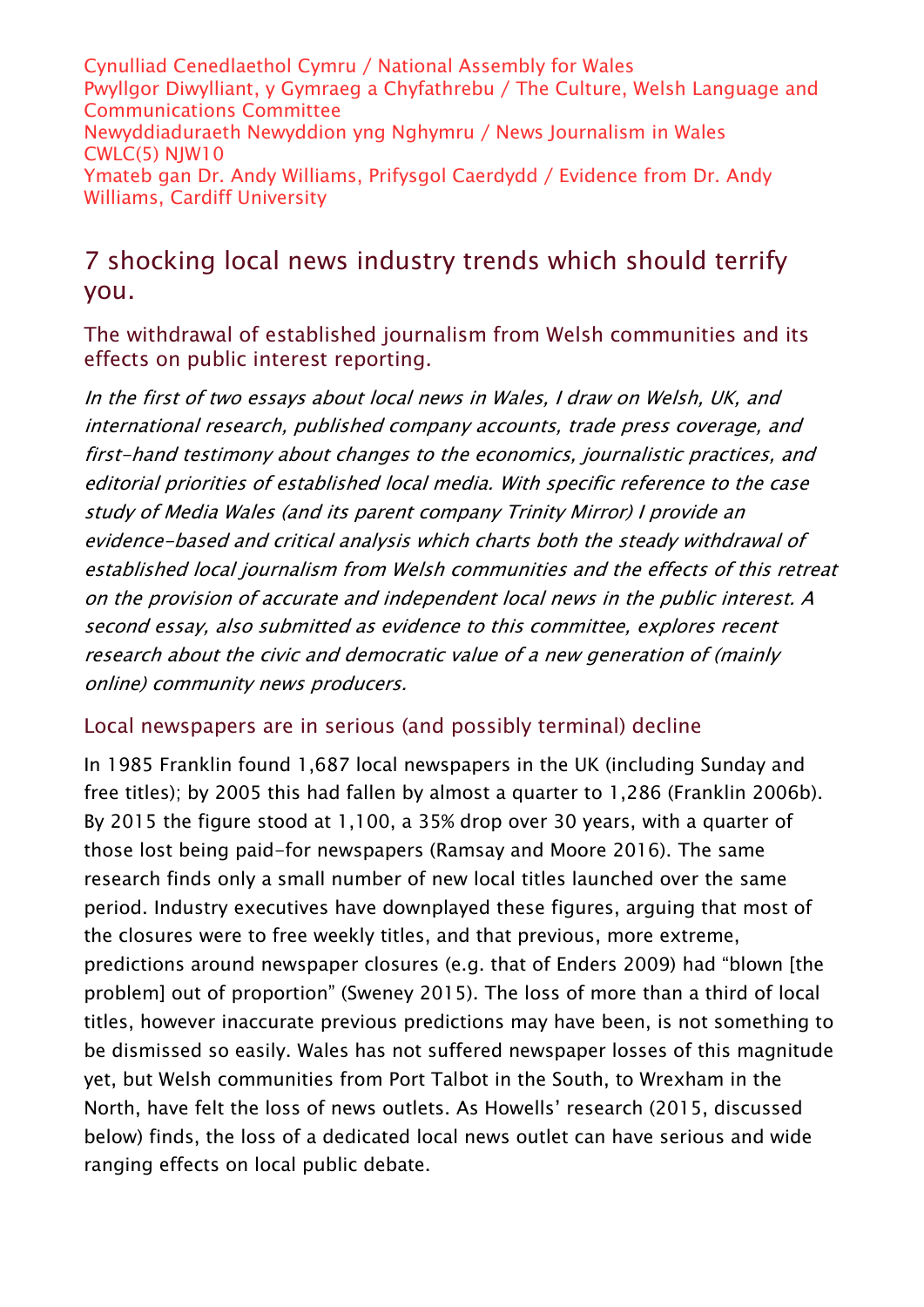Cynulliad Cenedlaethol Cymru / National Assembly for Wales
Pwyllgor Diwylliant, y Gymraeg a Chyfathrebu / The Culture, Welsh Language and Communications Committee
Newyddiaduraeth Newyddion yng Nghymru / News Journalism in Wales
CWLC(5) NJW10
Ymateb gan Dr. Andy Williams, Prifysgol Caerdydd / Evidence from Dr. Andy Williams, Cardiff University

# 7 shocking local news industry trends which should terrify you.

## The withdrawal of established journalism from Welsh communities and its effects on public interest reporting.

*In the first of two essays about local news in Wales, I draw on Welsh, UK, and international research, published company accounts, trade press coverage, and first-hand testimony about changes to the economics, journalistic practices, and editorial priorities of established local media. With specific reference to the case study of Media Wales (and its parent company Trinity Mirror) I provide an evidence-based and critical analysis which charts both the steady withdrawal of established local journalism from Welsh communities and the effects of this retreat on the provision of accurate and independent local news in the public interest. A second essay, also submitted as evidence to this committee, explores recent research about the civic and democratic value of a new generation of (mainly online) community news producers.*

### Local newspapers are in serious (and possibly terminal) decline

In 1985 Franklin found 1,687 local newspapers in the UK (including Sunday and free titles); by 2005 this had fallen by almost a quarter to 1,286 (Franklin 2006b). By 2015 the figure stood at 1,100, a 35% drop over 30 years, with a quarter of those lost being paid-for newspapers (Ramsay and Moore 2016). The same research finds only a small number of new local titles launched over the same period. Industry executives have downplayed these figures, arguing that most of the closures were to free weekly titles, and that previous, more extreme, predictions around newspaper closures (e.g. that of Enders 2009) had "blown [the problem] out of proportion" (Sweney 2015). The loss of more than a third of local titles, however inaccurate previous predictions may have been, is not something to be dismissed so easily. Wales has not suffered newspaper losses of this magnitude yet, but Welsh communities from Port Talbot in the South, to Wrexham in the North, have felt the loss of news outlets. As Howells' research (2015, discussed below) finds, the loss of a dedicated local news outlet can have serious and wide ranging effects on local public debate.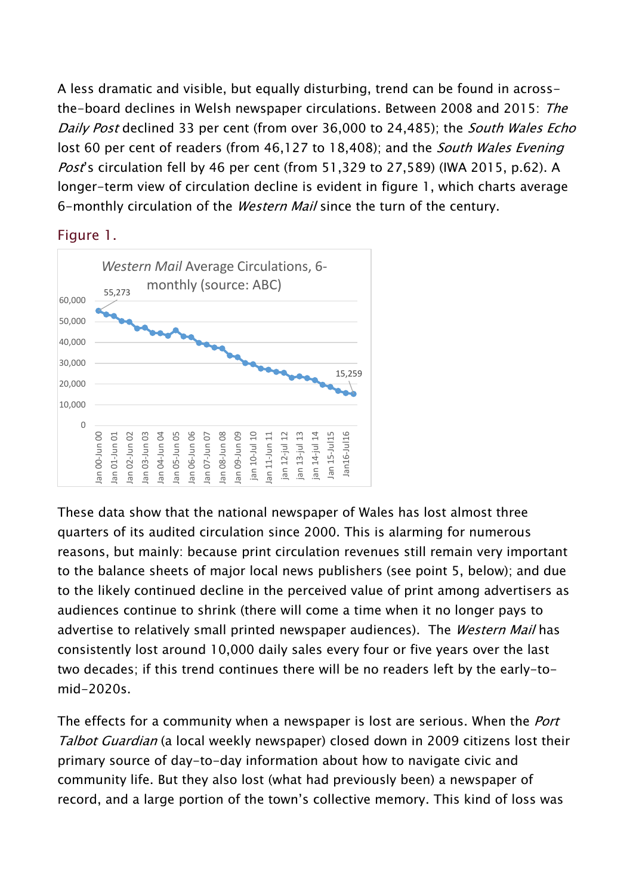A less dramatic and visible, but equally disturbing, trend can be found in across-the-board declines in Welsh newspaper circulations. Between 2008 and 2015: *The Daily Post* declined 33 per cent (from over 36,000 to 24,485); the *South Wales Echo* lost 60 per cent of readers (from 46,127 to 18,408); and the *South Wales Evening Post*'s circulation fell by 46 per cent (from 51,329 to 27,589) (IWA 2015, p.62). A longer-term view of circulation decline is evident in figure 1, which charts average 6-monthly circulation of the *Western Mail* since the turn of the century.

Figure 1.

*Western Mail* Average Circulations, 6-monthly (source: ABC)

These data show that the national newspaper of Wales has lost almost three quarters of its audited circulation since 2000. This is alarming for numerous reasons, but mainly: because print circulation revenues still remain very important to the balance sheets of major local news publishers (see point 5, below); and due to the likely continued decline in the perceived value of print among advertisers as audiences continue to shrink (there will come a time when it no longer pays to advertise to relatively small printed newspaper audiences). The *Western Mail* has consistently lost around 10,000 daily sales every four or five years over the last two decades; if this trend continues there will be no readers left by the early-to-mid-2020s.

The effects for a community when a newspaper is lost are serious. When the *Port Talbot Guardian* (a local weekly newspaper) closed down in 2009 citizens lost their primary source of day-to-day information about how to navigate civic and community life. But they also lost (what had previously been) a newspaper of record, and a large portion of the town's collective memory. This kind of loss was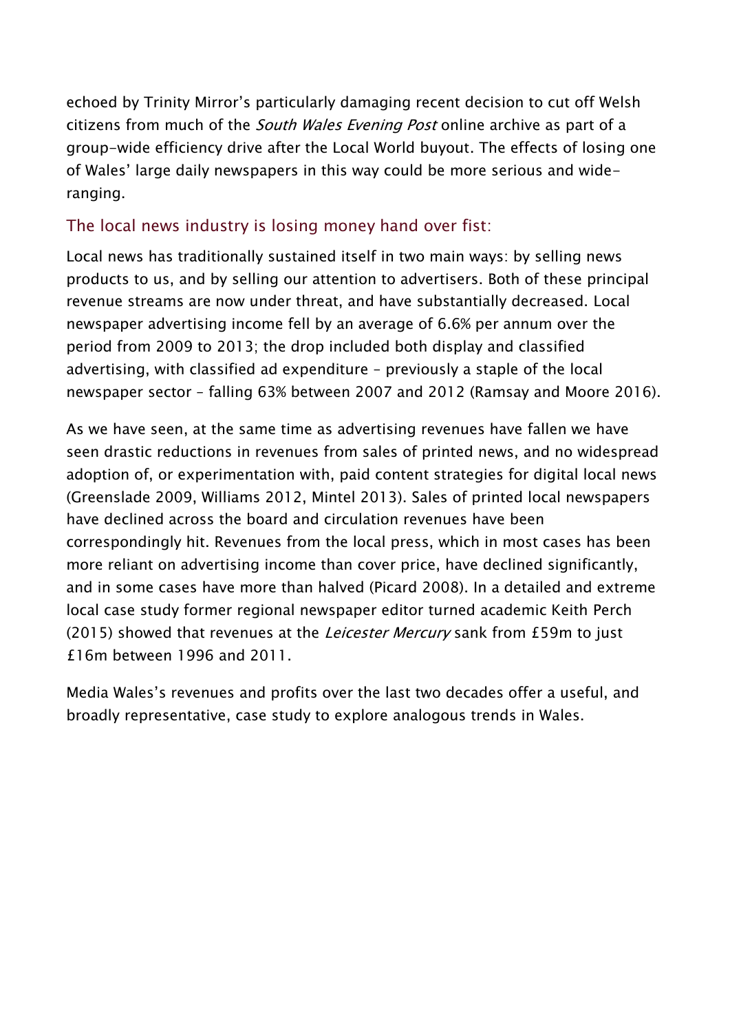echoed by Trinity Mirror's particularly damaging recent decision to cut off Welsh citizens from much of the *South Wales Evening Post* online archive as part of a group-wide efficiency drive after the Local World buyout. The effects of losing one of Wales' large daily newspapers in this way could be more serious and wide-ranging.

### The local news industry is losing money hand over fist:

Local news has traditionally sustained itself in two main ways: by selling news products to us, and by selling our attention to advertisers. Both of these principal revenue streams are now under threat, and have substantially decreased. Local newspaper advertising income fell by an average of 6.6% per annum over the period from 2009 to 2013; the drop included both display and classified advertising, with classified ad expenditure – previously a staple of the local newspaper sector – falling 63% between 2007 and 2012 (Ramsay and Moore 2016).

As we have seen, at the same time as advertising revenues have fallen we have seen drastic reductions in revenues from sales of printed news, and no widespread adoption of, or experimentation with, paid content strategies for digital local news (Greenslade 2009, Williams 2012, Mintel 2013). Sales of printed local newspapers have declined across the board and circulation revenues have been correspondingly hit. Revenues from the local press, which in most cases has been more reliant on advertising income than cover price, have declined significantly, and in some cases have more than halved (Picard 2008). In a detailed and extreme local case study former regional newspaper editor turned academic Keith Perch (2015) showed that revenues at the *Leicester Mercury* sank from £59m to just £16m between 1996 and 2011.

Media Wales's revenues and profits over the last two decades offer a useful, and broadly representative, case study to explore analogous trends in Wales.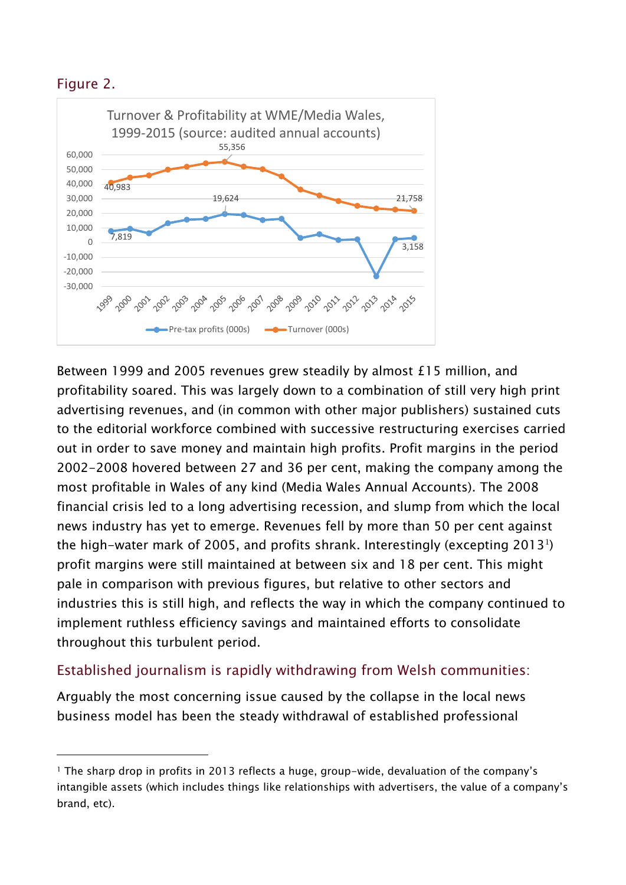Figure 2.

Turnover & Profitability at WME/Media Wales, 1999-2015 (source: audited annual accounts)

Between 1999 and 2005 revenues grew steadily by almost £15 million, and profitability soared. This was largely down to a combination of still very high print advertising revenues, and (in common with other major publishers) sustained cuts to the editorial workforce combined with successive restructuring exercises carried out in order to save money and maintain high profits. Profit margins in the period 2002-2008 hovered between 27 and 36 per cent, making the company among the most profitable in Wales of any kind (Media Wales Annual Accounts). The 2008 financial crisis led to a long advertising recession, and slump from which the local news industry has yet to emerge. Revenues fell by more than 50 per cent against the high-water mark of 2005, and profits shrank. Interestingly (excepting 2013[1]) profit margins were still maintained at between six and 18 per cent. This might pale in comparison with previous figures, but relative to other sectors and industries this is still high, and reflects the way in which the company continued to implement ruthless efficiency savings and maintained efforts to consolidate throughout this turbulent period.

## Established journalism is rapidly withdrawing from Welsh communities:

Arguably the most concerning issue caused by the collapse in the local news business model has been the steady withdrawal of established professional

---

[1] The sharp drop in profits in 2013 reflects a huge, group-wide, devaluation of the company's intangible assets (which includes things like relationships with advertisers, the value of a company's brand, etc).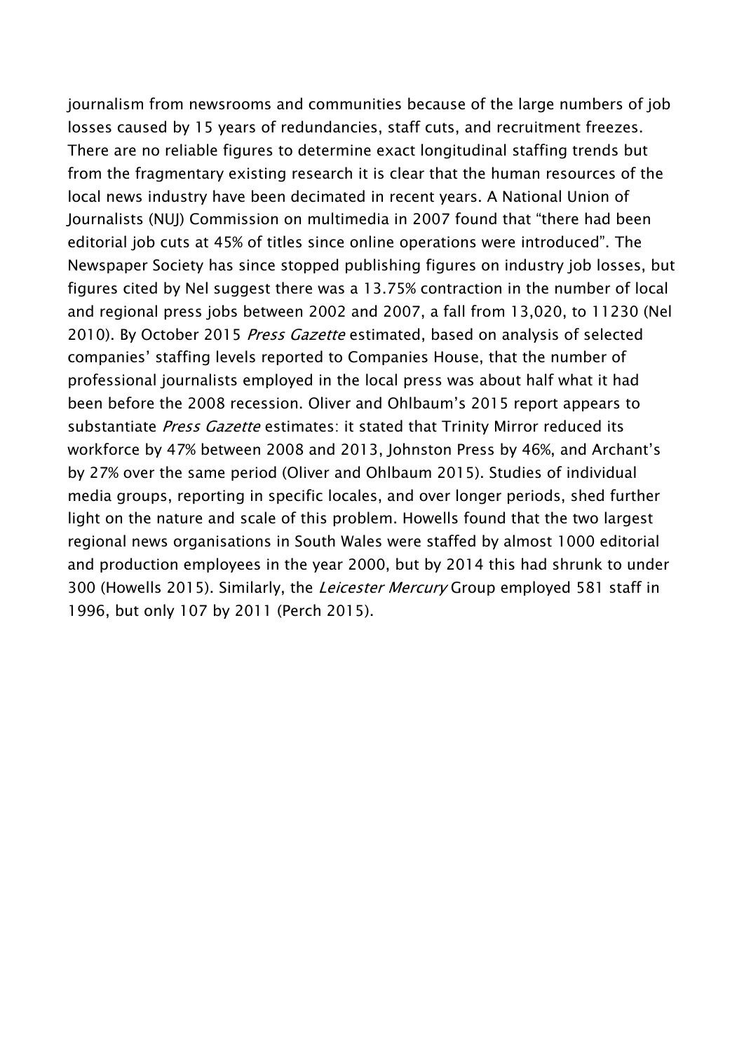journalism from newsrooms and communities because of the large numbers of job losses caused by 15 years of redundancies, staff cuts, and recruitment freezes. There are no reliable figures to determine exact longitudinal staffing trends but from the fragmentary existing research it is clear that the human resources of the local news industry have been decimated in recent years. A National Union of Journalists (NUJ) Commission on multimedia in 2007 found that “there had been editorial job cuts at 45% of titles since online operations were introduced”. The Newspaper Society has since stopped publishing figures on industry job losses, but figures cited by Nel suggest there was a 13.75% contraction in the number of local and regional press jobs between 2002 and 2007, a fall from 13,020, to 11230 (Nel 2010). By October 2015 *Press Gazette* estimated, based on analysis of selected companies’ staffing levels reported to Companies House, that the number of professional journalists employed in the local press was about half what it had been before the 2008 recession. Oliver and Ohlbaum’s 2015 report appears to substantiate *Press Gazette* estimates: it stated that Trinity Mirror reduced its workforce by 47% between 2008 and 2013, Johnston Press by 46%, and Archant’s by 27% over the same period (Oliver and Ohlbaum 2015). Studies of individual media groups, reporting in specific locales, and over longer periods, shed further light on the nature and scale of this problem. Howells found that the two largest regional news organisations in South Wales were staffed by almost 1000 editorial and production employees in the year 2000, but by 2014 this had shrunk to under 300 (Howells 2015). Similarly, the *Leicester Mercury* Group employed 581 staff in 1996, but only 107 by 2011 (Perch 2015).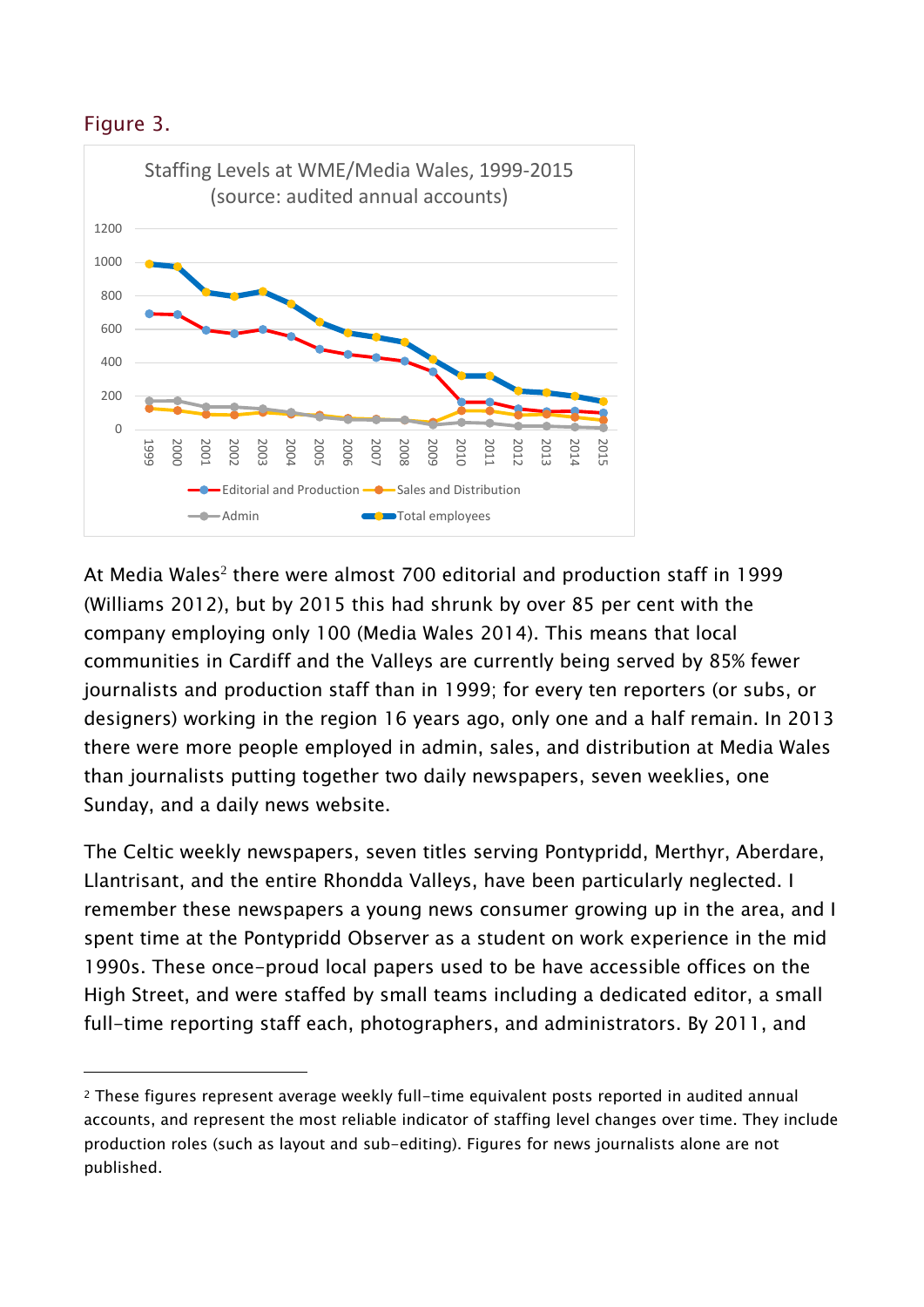Figure 3.

Staffing Levels at WME/Media Wales, 1999-2015 (source: audited annual accounts)

At Media Wales[2] there were almost 700 editorial and production staff in 1999 (Williams 2012), but by 2015 this had shrunk by over 85 per cent with the company employing only 100 (Media Wales 2014). This means that local communities in Cardiff and the Valleys are currently being served by 85% fewer journalists and production staff than in 1999; for every ten reporters (or subs, or designers) working in the region 16 years ago, only one and a half remain. In 2013 there were more people employed in admin, sales, and distribution at Media Wales than journalists putting together two daily newspapers, seven weeklies, one Sunday, and a daily news website.

The Celtic weekly newspapers, seven titles serving Pontypridd, Merthyr, Aberdare, Llantrisant, and the entire Rhondda Valleys, have been particularly neglected. I remember these newspapers a young news consumer growing up in the area, and I spent time at the Pontypridd Observer as a student on work experience in the mid 1990s. These once-proud local papers used to be have accessible offices on the High Street, and were staffed by small teams including a dedicated editor, a small full-time reporting staff each, photographers, and administrators. By 2011, and

---

[2] These figures represent average weekly full-time equivalent posts reported in audited annual accounts, and represent the most reliable indicator of staffing level changes over time. They include production roles (such as layout and sub-editing). Figures for news journalists alone are not published.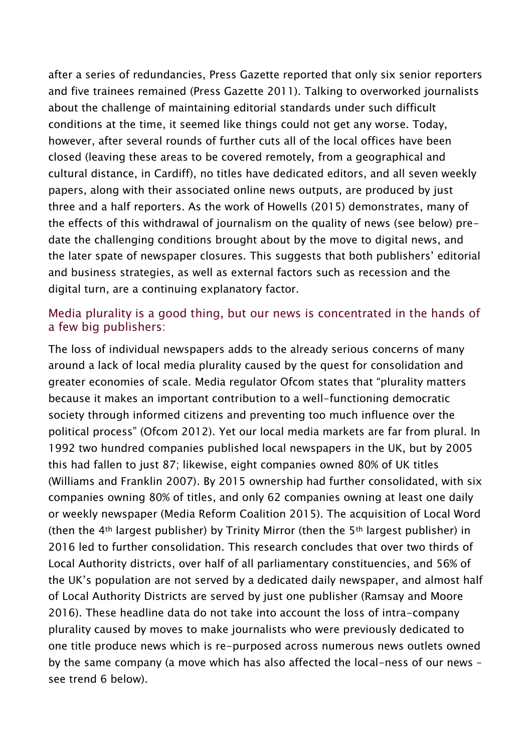after a series of redundancies, Press Gazette reported that only six senior reporters and five trainees remained (Press Gazette 2011). Talking to overworked journalists about the challenge of maintaining editorial standards under such difficult conditions at the time, it seemed like things could not get any worse. Today, however, after several rounds of further cuts all of the local offices have been closed (leaving these areas to be covered remotely, from a geographical and cultural distance, in Cardiff), no titles have dedicated editors, and all seven weekly papers, along with their associated online news outputs, are produced by just three and a half reporters. As the work of Howells (2015) demonstrates, many of the effects of this withdrawal of journalism on the quality of news (see below) pre-date the challenging conditions brought about by the move to digital news, and the later spate of newspaper closures. This suggests that both publishers' editorial and business strategies, as well as external factors such as recession and the digital turn, are a continuing explanatory factor.

### Media plurality is a good thing, but our news is concentrated in the hands of a few big publishers:

The loss of individual newspapers adds to the already serious concerns of many around a lack of local media plurality caused by the quest for consolidation and greater economies of scale. Media regulator Ofcom states that "plurality matters because it makes an important contribution to a well-functioning democratic society through informed citizens and preventing too much influence over the political process" (Ofcom 2012). Yet our local media markets are far from plural. In 1992 two hundred companies published local newspapers in the UK, but by 2005 this had fallen to just 87; likewise, eight companies owned 80% of UK titles (Williams and Franklin 2007). By 2015 ownership had further consolidated, with six companies owning 80% of titles, and only 62 companies owning at least one daily or weekly newspaper (Media Reform Coalition 2015). The acquisition of Local Word (then the 4th largest publisher) by Trinity Mirror (then the 5th largest publisher) in 2016 led to further consolidation. This research concludes that over two thirds of Local Authority districts, over half of all parliamentary constituencies, and 56% of the UK's population are not served by a dedicated daily newspaper, and almost half of Local Authority Districts are served by just one publisher (Ramsay and Moore 2016). These headline data do not take into account the loss of intra-company plurality caused by moves to make journalists who were previously dedicated to one title produce news which is re-purposed across numerous news outlets owned by the same company (a move which has also affected the local-ness of our news – see trend 6 below).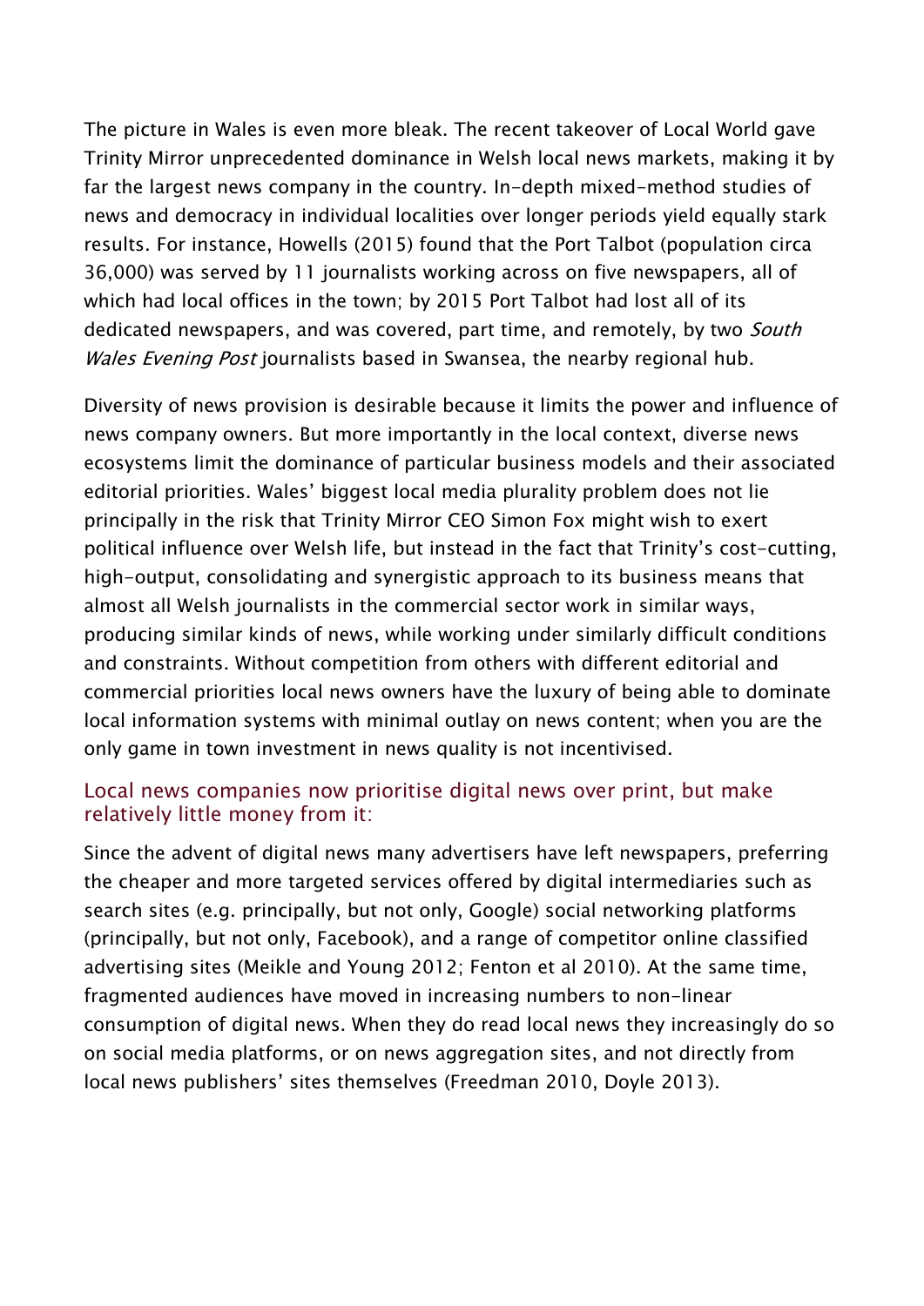The picture in Wales is even more bleak. The recent takeover of Local World gave Trinity Mirror unprecedented dominance in Welsh local news markets, making it by far the largest news company in the country. In-depth mixed-method studies of news and democracy in individual localities over longer periods yield equally stark results. For instance, Howells (2015) found that the Port Talbot (population circa 36,000) was served by 11 journalists working across on five newspapers, all of which had local offices in the town; by 2015 Port Talbot had lost all of its dedicated newspapers, and was covered, part time, and remotely, by two *South Wales Evening Post* journalists based in Swansea, the nearby regional hub.

Diversity of news provision is desirable because it limits the power and influence of news company owners. But more importantly in the local context, diverse news ecosystems limit the dominance of particular business models and their associated editorial priorities. Wales' biggest local media plurality problem does not lie principally in the risk that Trinity Mirror CEO Simon Fox might wish to exert political influence over Welsh life, but instead in the fact that Trinity's cost-cutting, high-output, consolidating and synergistic approach to its business means that almost all Welsh journalists in the commercial sector work in similar ways, producing similar kinds of news, while working under similarly difficult conditions and constraints. Without competition from others with different editorial and commercial priorities local news owners have the luxury of being able to dominate local information systems with minimal outlay on news content; when you are the only game in town investment in news quality is not incentivised.

### Local news companies now prioritise digital news over print, but make relatively little money from it:

Since the advent of digital news many advertisers have left newspapers, preferring the cheaper and more targeted services offered by digital intermediaries such as search sites (e.g. principally, but not only, Google) social networking platforms (principally, but not only, Facebook), and a range of competitor online classified advertising sites (Meikle and Young 2012; Fenton et al 2010). At the same time, fragmented audiences have moved in increasing numbers to non-linear consumption of digital news. When they do read local news they increasingly do so on social media platforms, or on news aggregation sites, and not directly from local news publishers' sites themselves (Freedman 2010, Doyle 2013).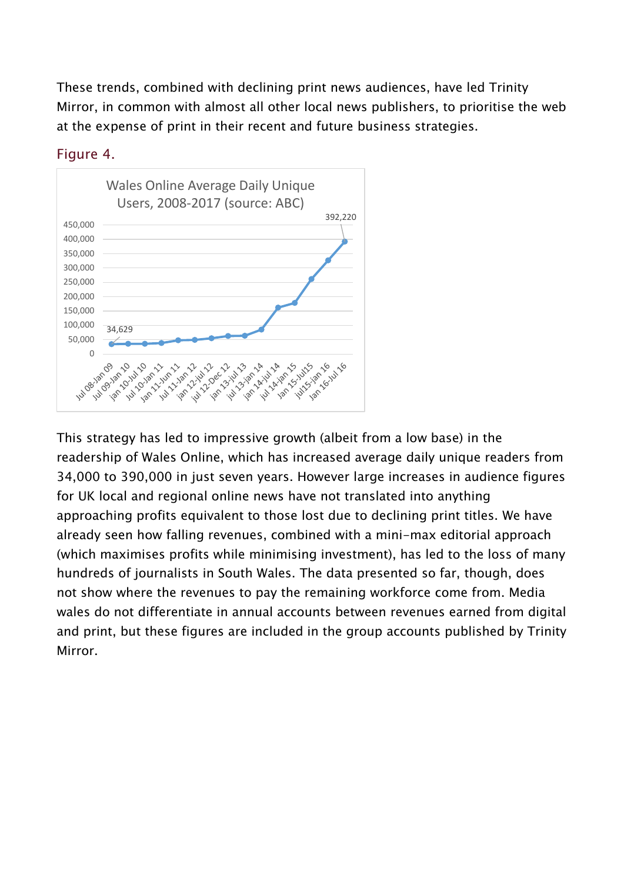These trends, combined with declining print news audiences, have led Trinity Mirror, in common with almost all other local news publishers, to prioritise the web at the expense of print in their recent and future business strategies.

Figure 4.

Wales Online Average Daily Unique Users, 2008-2017 (source: ABC)

This strategy has led to impressive growth (albeit from a low base) in the readership of Wales Online, which has increased average daily unique readers from 34,000 to 390,000 in just seven years. However large increases in audience figures for UK local and regional online news have not translated into anything approaching profits equivalent to those lost due to declining print titles. We have already seen how falling revenues, combined with a mini-max editorial approach (which maximises profits while minimising investment), has led to the loss of many hundreds of journalists in South Wales. The data presented so far, though, does not show where the revenues to pay the remaining workforce come from. Media wales do not differentiate in annual accounts between revenues earned from digital and print, but these figures are included in the group accounts published by Trinity Mirror.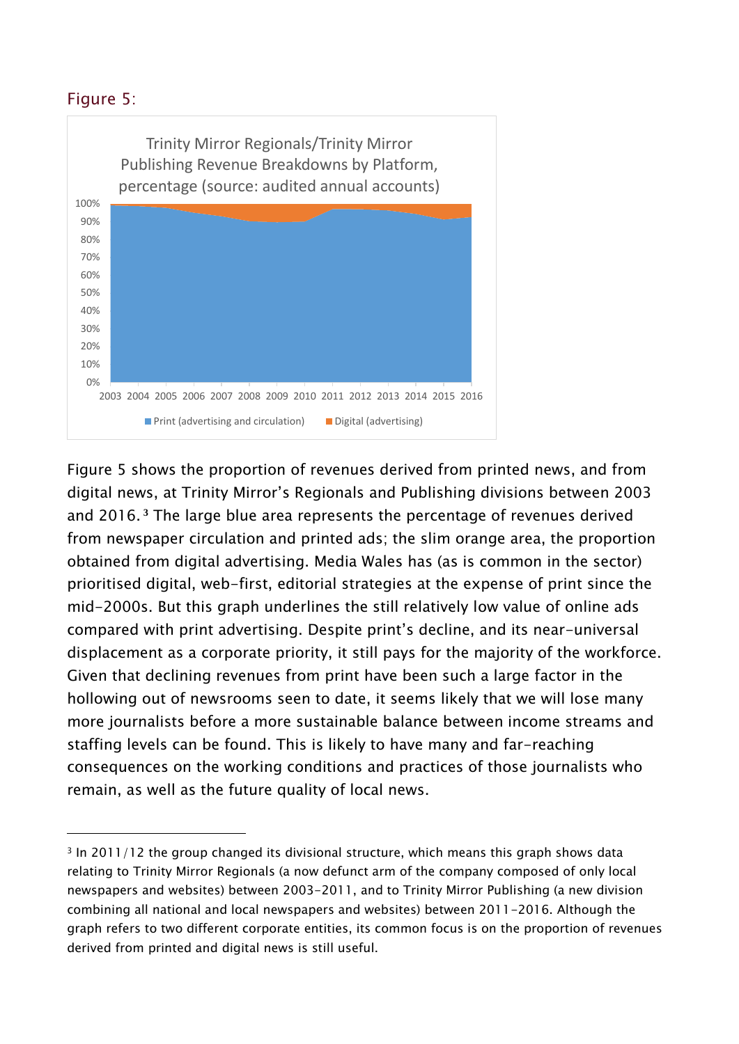## Figure 5:

Trinity Mirror Regionals/Trinity Mirror Publishing Revenue Breakdowns by Platform, percentage (source: audited annual accounts)

Figure 5 shows the proportion of revenues derived from printed news, and from digital news, at Trinity Mirror's Regionals and Publishing divisions between 2003 and 2016.[3] The large blue area represents the percentage of revenues derived from newspaper circulation and printed ads; the slim orange area, the proportion obtained from digital advertising. Media Wales has (as is common in the sector) prioritised digital, web-first, editorial strategies at the expense of print since the mid-2000s. But this graph underlines the still relatively low value of online ads compared with print advertising. Despite print's decline, and its near-universal displacement as a corporate priority, it still pays for the majority of the workforce. Given that declining revenues from print have been such a large factor in the hollowing out of newsrooms seen to date, it seems likely that we will lose many more journalists before a more sustainable balance between income streams and staffing levels can be found. This is likely to have many and far-reaching consequences on the working conditions and practices of those journalists who remain, as well as the future quality of local news.

---

[3] In 2011/12 the group changed its divisional structure, which means this graph shows data relating to Trinity Mirror Regionals (a now defunct arm of the company composed of only local newspapers and websites) between 2003-2011, and to Trinity Mirror Publishing (a new division combining all national and local newspapers and websites) between 2011-2016. Although the graph refers to two different corporate entities, its common focus is on the proportion of revenues derived from printed and digital news is still useful.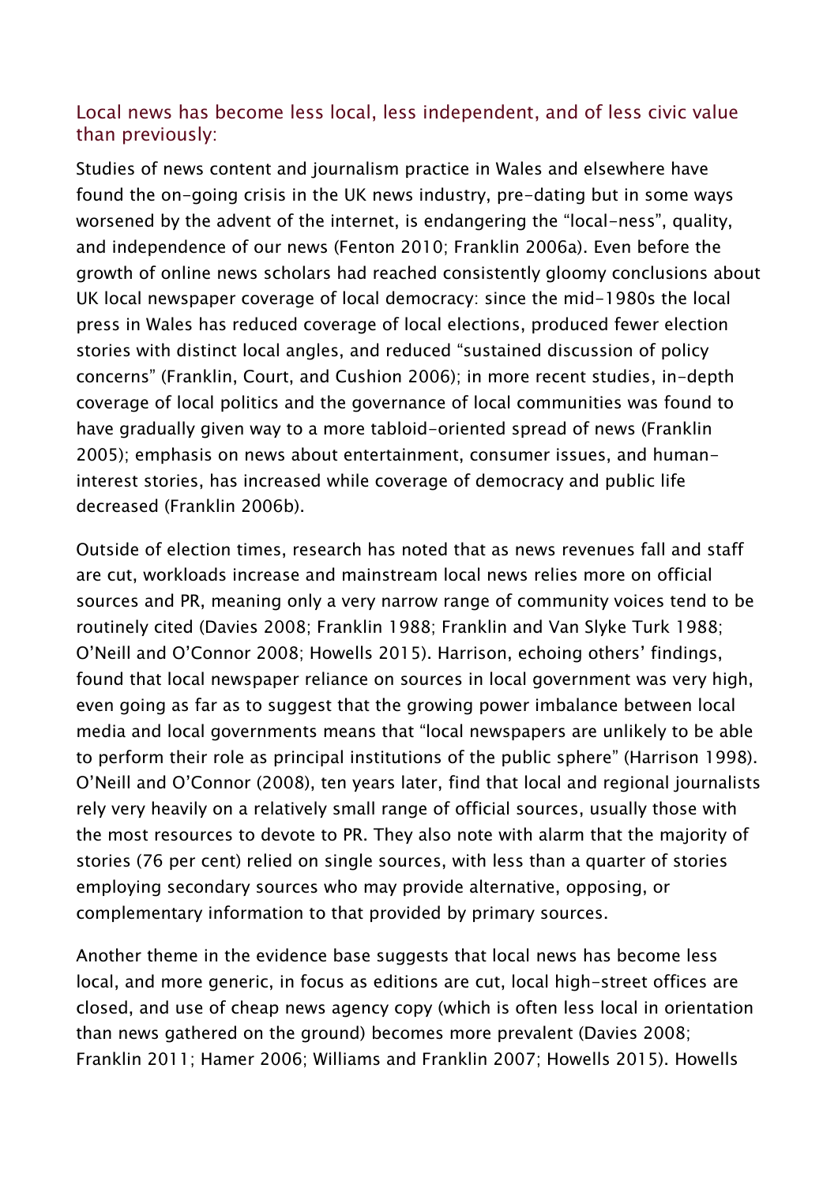## Local news has become less local, less independent, and of less civic value than previously:

Studies of news content and journalism practice in Wales and elsewhere have found the on-going crisis in the UK news industry, pre-dating but in some ways worsened by the advent of the internet, is endangering the “local-ness”, quality, and independence of our news (Fenton 2010; Franklin 2006a). Even before the growth of online news scholars had reached consistently gloomy conclusions about UK local newspaper coverage of local democracy: since the mid-1980s the local press in Wales has reduced coverage of local elections, produced fewer election stories with distinct local angles, and reduced “sustained discussion of policy concerns” (Franklin, Court, and Cushion 2006); in more recent studies, in-depth coverage of local politics and the governance of local communities was found to have gradually given way to a more tabloid-oriented spread of news (Franklin 2005); emphasis on news about entertainment, consumer issues, and human-interest stories, has increased while coverage of democracy and public life decreased (Franklin 2006b).

Outside of election times, research has noted that as news revenues fall and staff are cut, workloads increase and mainstream local news relies more on official sources and PR, meaning only a very narrow range of community voices tend to be routinely cited (Davies 2008; Franklin 1988; Franklin and Van Slyke Turk 1988; O’Neill and O’Connor 2008; Howells 2015). Harrison, echoing others’ findings, found that local newspaper reliance on sources in local government was very high, even going as far as to suggest that the growing power imbalance between local media and local governments means that “local newspapers are unlikely to be able to perform their role as principal institutions of the public sphere” (Harrison 1998). O’Neill and O’Connor (2008), ten years later, find that local and regional journalists rely very heavily on a relatively small range of official sources, usually those with the most resources to devote to PR. They also note with alarm that the majority of stories (76 per cent) relied on single sources, with less than a quarter of stories employing secondary sources who may provide alternative, opposing, or complementary information to that provided by primary sources.

Another theme in the evidence base suggests that local news has become less local, and more generic, in focus as editions are cut, local high-street offices are closed, and use of cheap news agency copy (which is often less local in orientation than news gathered on the ground) becomes more prevalent (Davies 2008; Franklin 2011; Hamer 2006; Williams and Franklin 2007; Howells 2015). Howells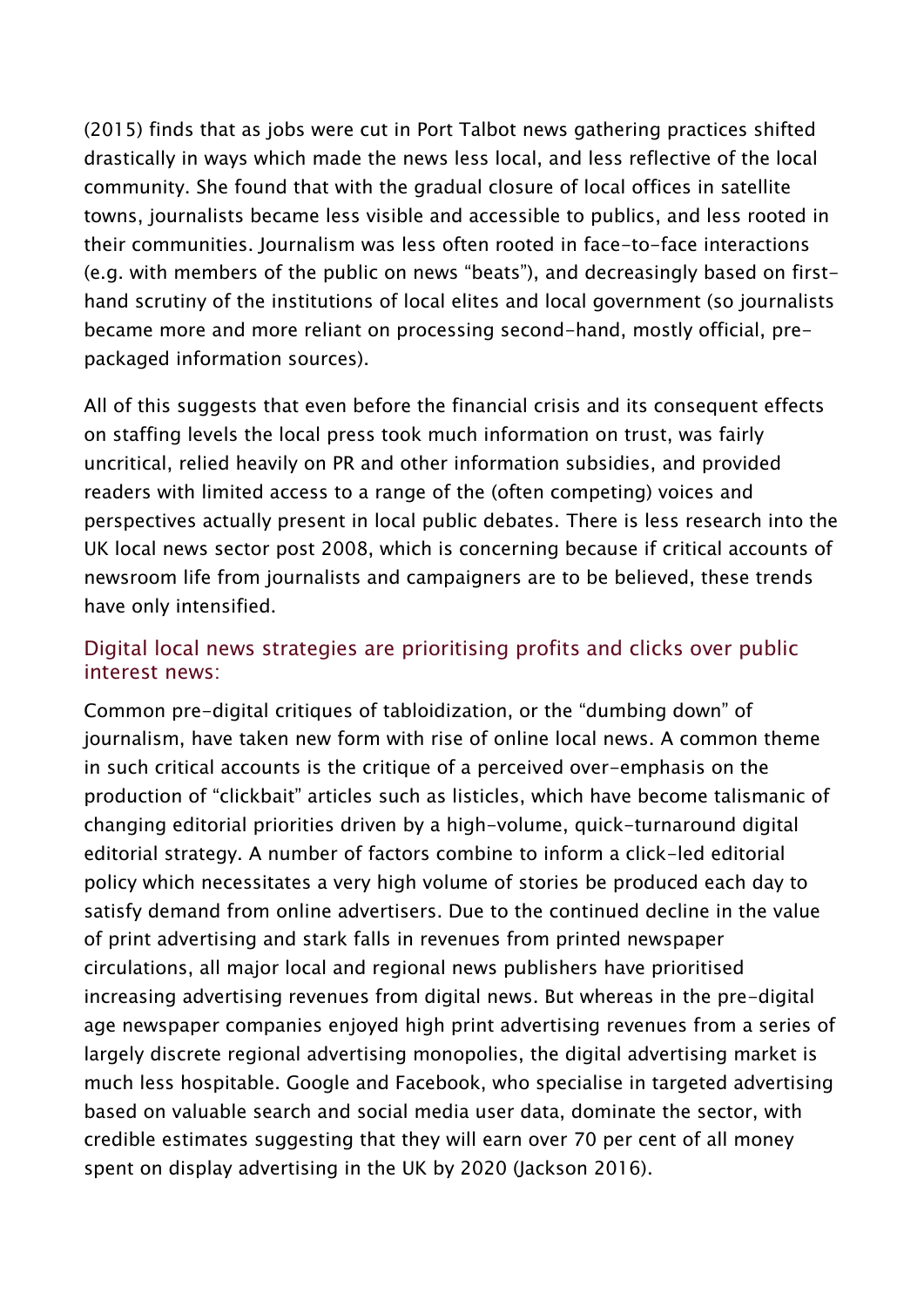(2015) finds that as jobs were cut in Port Talbot news gathering practices shifted drastically in ways which made the news less local, and less reflective of the local community. She found that with the gradual closure of local offices in satellite towns, journalists became less visible and accessible to publics, and less rooted in their communities. Journalism was less often rooted in face-to-face interactions (e.g. with members of the public on news "beats"), and decreasingly based on first-hand scrutiny of the institutions of local elites and local government (so journalists became more and more reliant on processing second-hand, mostly official, pre-packaged information sources).

All of this suggests that even before the financial crisis and its consequent effects on staffing levels the local press took much information on trust, was fairly uncritical, relied heavily on PR and other information subsidies, and provided readers with limited access to a range of the (often competing) voices and perspectives actually present in local public debates. There is less research into the UK local news sector post 2008, which is concerning because if critical accounts of newsroom life from journalists and campaigners are to be believed, these trends have only intensified.

### Digital local news strategies are prioritising profits and clicks over public interest news:

Common pre-digital critiques of tabloidization, or the "dumbing down" of journalism, have taken new form with rise of online local news. A common theme in such critical accounts is the critique of a perceived over-emphasis on the production of "clickbait" articles such as listicles, which have become talismanic of changing editorial priorities driven by a high-volume, quick-turnaround digital editorial strategy. A number of factors combine to inform a click-led editorial policy which necessitates a very high volume of stories be produced each day to satisfy demand from online advertisers. Due to the continued decline in the value of print advertising and stark falls in revenues from printed newspaper circulations, all major local and regional news publishers have prioritised increasing advertising revenues from digital news. But whereas in the pre-digital age newspaper companies enjoyed high print advertising revenues from a series of largely discrete regional advertising monopolies, the digital advertising market is much less hospitable. Google and Facebook, who specialise in targeted advertising based on valuable search and social media user data, dominate the sector, with credible estimates suggesting that they will earn over 70 per cent of all money spent on display advertising in the UK by 2020 (Jackson 2016).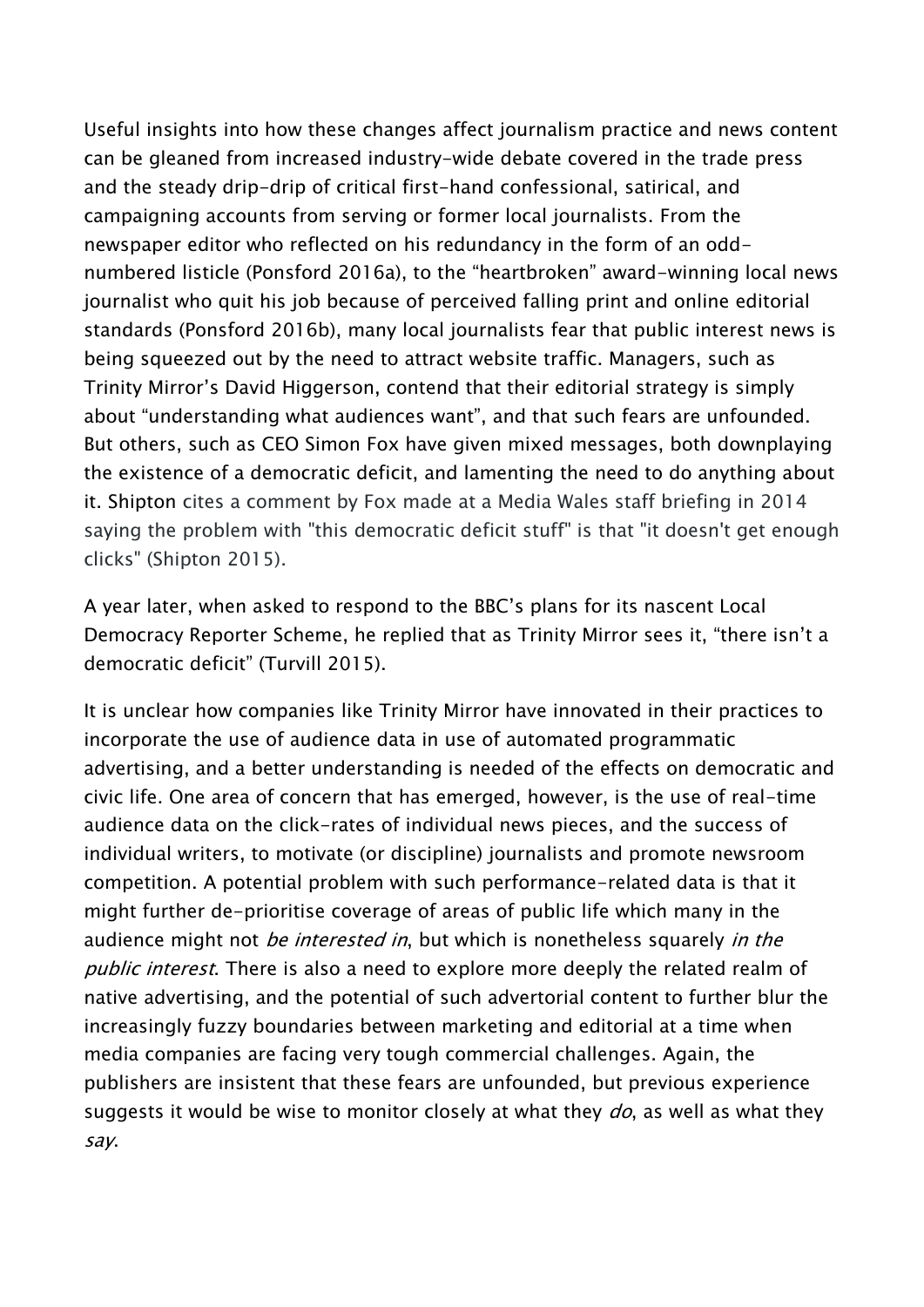Useful insights into how these changes affect journalism practice and news content can be gleaned from increased industry-wide debate covered in the trade press and the steady drip-drip of critical first-hand confessional, satirical, and campaigning accounts from serving or former local journalists. From the newspaper editor who reflected on his redundancy in the form of an odd-numbered listicle (Ponsford 2016a), to the "heartbroken" award-winning local news journalist who quit his job because of perceived falling print and online editorial standards (Ponsford 2016b), many local journalists fear that public interest news is being squeezed out by the need to attract website traffic. Managers, such as Trinity Mirror's David Higgerson, contend that their editorial strategy is simply about "understanding what audiences want", and that such fears are unfounded. But others, such as CEO Simon Fox have given mixed messages, both downplaying the existence of a democratic deficit, and lamenting the need to do anything about it. Shipton cites a comment by Fox made at a Media Wales staff briefing in 2014 saying the problem with "this democratic deficit stuff" is that "it doesn't get enough clicks" (Shipton 2015).

A year later, when asked to respond to the BBC's plans for its nascent Local Democracy Reporter Scheme, he replied that as Trinity Mirror sees it, "there isn't a democratic deficit" (Turvill 2015).

It is unclear how companies like Trinity Mirror have innovated in their practices to incorporate the use of audience data in use of automated programmatic advertising, and a better understanding is needed of the effects on democratic and civic life. One area of concern that has emerged, however, is the use of real-time audience data on the click-rates of individual news pieces, and the success of individual writers, to motivate (or discipline) journalists and promote newsroom competition. A potential problem with such performance-related data is that it might further de-prioritise coverage of areas of public life which many in the audience might not *be interested in*, but which is nonetheless squarely *in the public interest*. There is also a need to explore more deeply the related realm of native advertising, and the potential of such advertorial content to further blur the increasingly fuzzy boundaries between marketing and editorial at a time when media companies are facing very tough commercial challenges. Again, the publishers are insistent that these fears are unfounded, but previous experience suggests it would be wise to monitor closely at what they *do*, as well as what they *say*.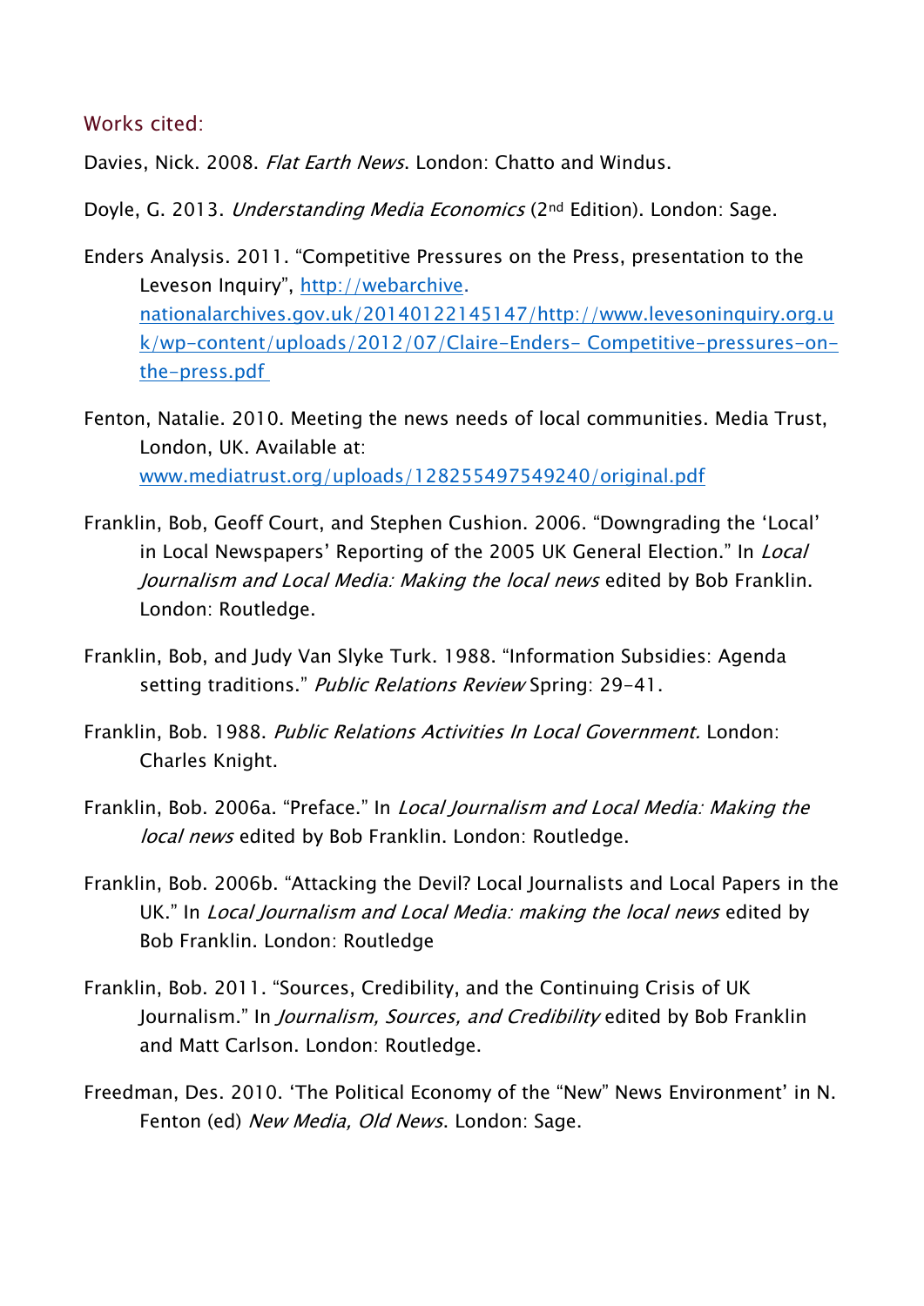## Works cited:

Davies, Nick. 2008. *Flat Earth News*. London: Chatto and Windus.

Doyle, G. 2013. *Understanding Media Economics* (2nd Edition). London: Sage.

Enders Analysis. 2011. "Competitive Pressures on the Press, presentation to the Leveson Inquiry", http://webarchive.nationalarchives.gov.uk/20140122145147/http://www.levesoninquiry.org.uk/wp-content/uploads/2012/07/Claire-Enders- Competitive-pressures-on-the-press.pdf

Fenton, Natalie. 2010. Meeting the news needs of local communities. Media Trust, London, UK. Available at: www.mediatrust.org/uploads/128255497549240/original.pdf

Franklin, Bob, Geoff Court, and Stephen Cushion. 2006. "Downgrading the 'Local' in Local Newspapers' Reporting of the 2005 UK General Election." In *Local Journalism and Local Media: Making the local news* edited by Bob Franklin. London: Routledge.

Franklin, Bob, and Judy Van Slyke Turk. 1988. "Information Subsidies: Agenda setting traditions." *Public Relations Review* Spring: 29–41.

Franklin, Bob. 1988. *Public Relations Activities In Local Government.* London: Charles Knight.

Franklin, Bob. 2006a. "Preface." In *Local Journalism and Local Media: Making the local news* edited by Bob Franklin. London: Routledge.

Franklin, Bob. 2006b. "Attacking the Devil? Local Journalists and Local Papers in the UK." In *Local Journalism and Local Media: making the local news* edited by Bob Franklin. London: Routledge

Franklin, Bob. 2011. "Sources, Credibility, and the Continuing Crisis of UK Journalism." In *Journalism, Sources, and Credibility* edited by Bob Franklin and Matt Carlson. London: Routledge.

Freedman, Des. 2010. 'The Political Economy of the "New" News Environment' in N. Fenton (ed) *New Media, Old News*. London: Sage.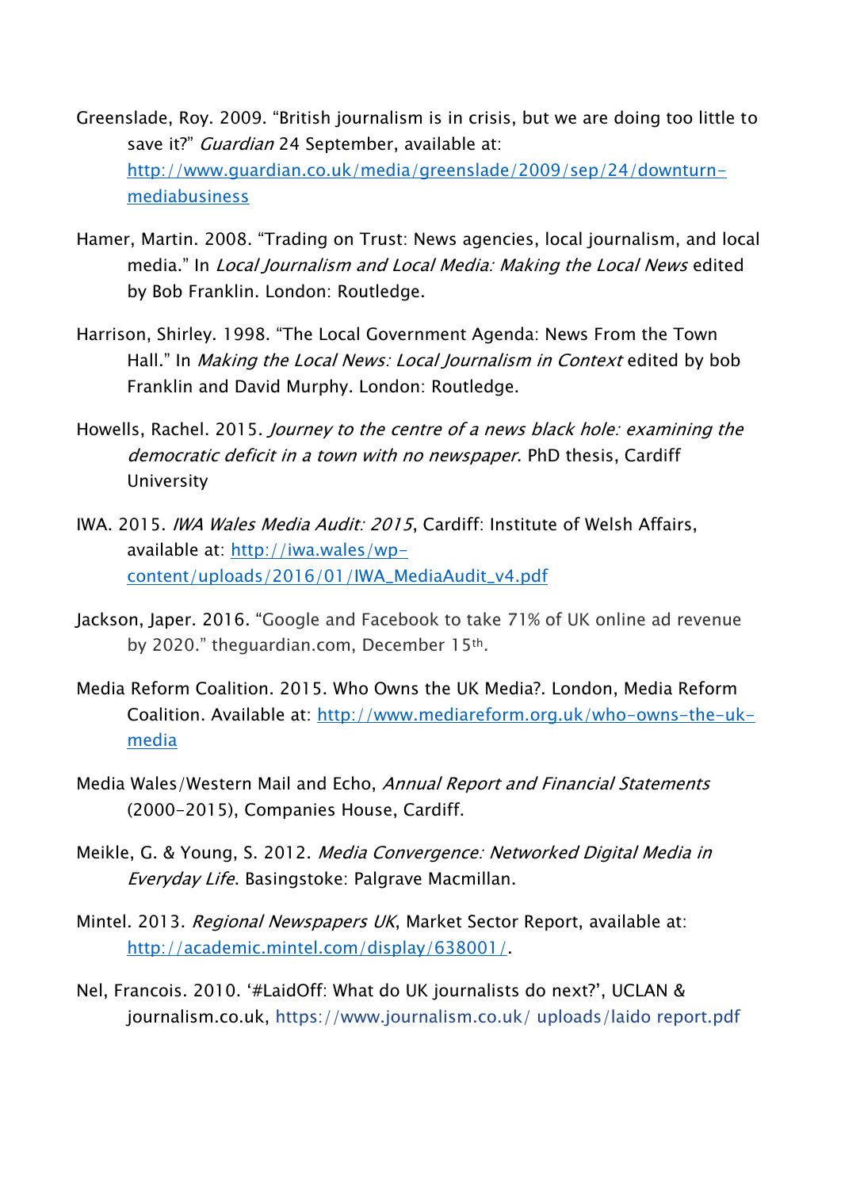Greenslade, Roy. 2009. “British journalism is in crisis, but we are doing too little to save it?” *Guardian* 24 September, available at: [http://www.guardian.co.uk/media/greenslade/2009/sep/24/downturn-mediabusiness](http://www.guardian.co.uk/media/greenslade/2009/sep/24/downturn-mediabusiness)

Hamer, Martin. 2008. “Trading on Trust: News agencies, local journalism, and local media.” In *Local Journalism and Local Media: Making the Local News* edited by Bob Franklin. London: Routledge.

Harrison, Shirley. 1998. “The Local Government Agenda: News From the Town Hall.” In *Making the Local News: Local Journalism in Context* edited by bob Franklin and David Murphy. London: Routledge.

Howells, Rachel. 2015. *Journey to the centre of a news black hole: examining the democratic deficit in a town with no newspaper*. PhD thesis, Cardiff University

IWA. 2015. *IWA Wales Media Audit: 2015*, Cardiff: Institute of Welsh Affairs, available at: [http://iwa.wales/wp-content/uploads/2016/01/IWA_MediaAudit_v4.pdf](http://iwa.wales/wp-content/uploads/2016/01/IWA_MediaAudit_v4.pdf)

Jackson, Japer. 2016. “Google and Facebook to take 71% of UK online ad revenue by 2020.” theguardian.com, December 15th.

Media Reform Coalition. 2015. Who Owns the UK Media?. London, Media Reform Coalition. Available at: [http://www.mediareform.org.uk/who-owns-the-uk-media](http://www.mediareform.org.uk/who-owns-the-uk-media)

Media Wales/Western Mail and Echo, *Annual Report and Financial Statements* (2000-2015), Companies House, Cardiff.

Meikle, G. & Young, S. 2012. *Media Convergence: Networked Digital Media in Everyday Life*. Basingstoke: Palgrave Macmillan.

Mintel. 2013. *Regional Newspapers UK*, Market Sector Report, available at: [http://academic.mintel.com/display/638001/](http://academic.mintel.com/display/638001/).

Nel, Francois. 2010. ‘#LaidOff: What do UK journalists do next?’, UCLAN & journalism.co.uk, https://www.journalism.co.uk/ uploads/laido report.pdf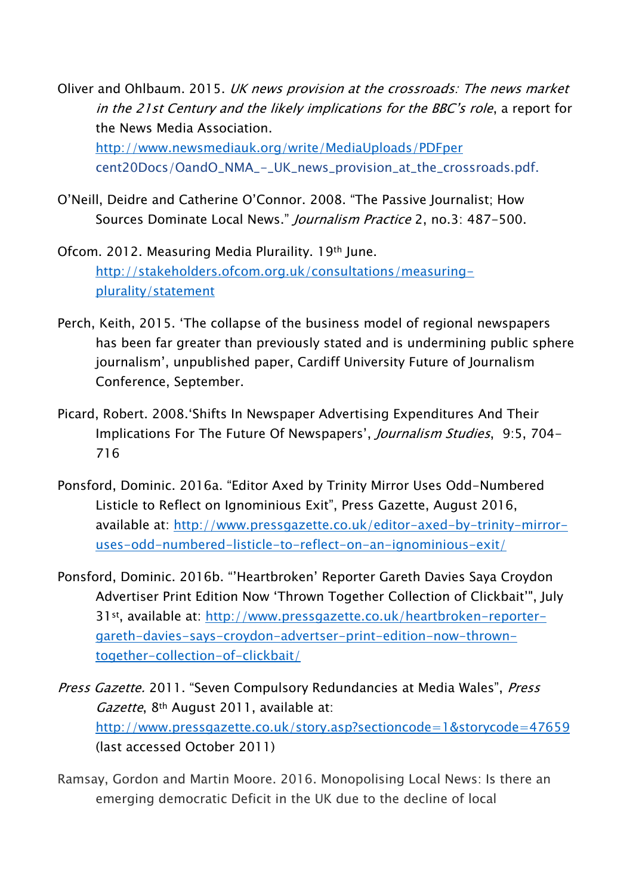Oliver and Ohlbaum. 2015. *UK news provision at the crossroads: The news market in the 21st Century and the likely implications for the BBC's role*, a report for the News Media Association. http://www.newsmediauk.org/write/MediaUploads/PDFpercent20Docs/OandO_NMA_-_UK_news_provision_at_the_crossroads.pdf.

O'Neill, Deidre and Catherine O'Connor. 2008. "The Passive Journalist; How Sources Dominate Local News." *Journalism Practice* 2, no.3: 487-500.

Ofcom. 2012. Measuring Media Pluraility. 19th June. http://stakeholders.ofcom.org.uk/consultations/measuring-plurality/statement

Perch, Keith, 2015. 'The collapse of the business model of regional newspapers has been far greater than previously stated and is undermining public sphere journalism', unpublished paper, Cardiff University Future of Journalism Conference, September.

Picard, Robert. 2008.'Shifts In Newspaper Advertising Expenditures And Their Implications For The Future Of Newspapers', *Journalism Studies*, 9:5, 704-716

Ponsford, Dominic. 2016a. "Editor Axed by Trinity Mirror Uses Odd-Numbered Listicle to Reflect on Ignominious Exit", Press Gazette, August 2016, available at: http://www.pressgazette.co.uk/editor-axed-by-trinity-mirror-uses-odd-numbered-listicle-to-reflect-on-an-ignominious-exit/

Ponsford, Dominic. 2016b. "'Heartbroken' Reporter Gareth Davies Saya Croydon Advertiser Print Edition Now 'Thrown Together Collection of Clickbait'", July 31st, available at: http://www.pressgazette.co.uk/heartbroken-reporter-gareth-davies-says-croydon-advertser-print-edition-now-thrown-together-collection-of-clickbait/

*Press Gazette.* 2011. "Seven Compulsory Redundancies at Media Wales", *Press Gazette*, 8th August 2011, available at: http://www.pressgazette.co.uk/story.asp?sectioncode=1&storycode=47659 (last accessed October 2011)

Ramsay, Gordon and Martin Moore. 2016. Monopolising Local News: Is there an emerging democratic Deficit in the UK due to the decline of local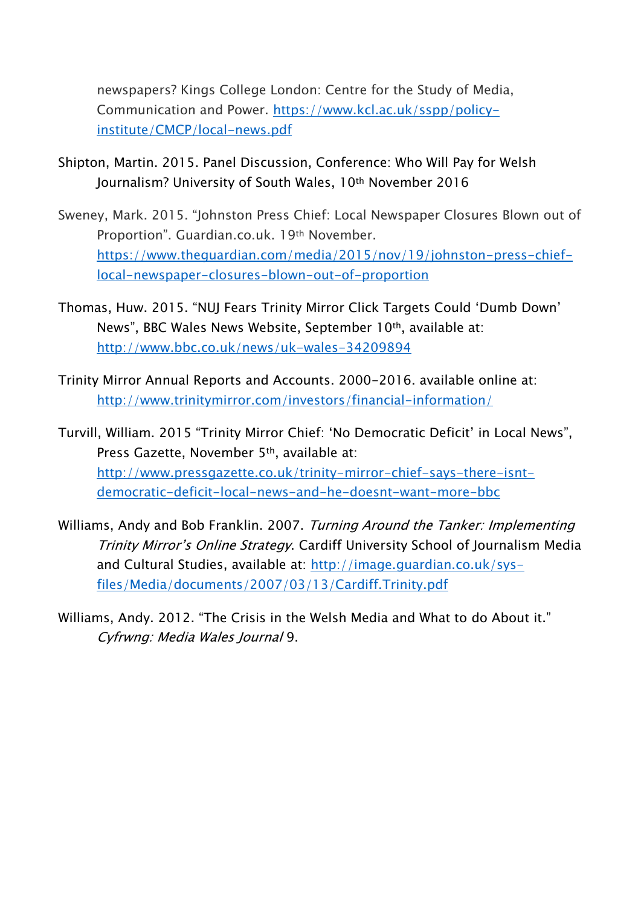newspapers? Kings College London: Centre for the Study of Media, Communication and Power. https://www.kcl.ac.uk/sspp/policy-institute/CMCP/local-news.pdf

Shipton, Martin. 2015. Panel Discussion, Conference: Who Will Pay for Welsh Journalism? University of South Wales, 10th November 2016

Sweney, Mark. 2015. "Johnston Press Chief: Local Newspaper Closures Blown out of Proportion". Guardian.co.uk. 19th November. https://www.theguardian.com/media/2015/nov/19/johnston-press-chief-local-newspaper-closures-blown-out-of-proportion

Thomas, Huw. 2015. "NUJ Fears Trinity Mirror Click Targets Could 'Dumb Down' News", BBC Wales News Website, September 10th, available at: http://www.bbc.co.uk/news/uk-wales-34209894

Trinity Mirror Annual Reports and Accounts. 2000-2016. available online at: http://www.trinitymirror.com/investors/financial-information/

Turvill, William. 2015 "Trinity Mirror Chief: 'No Democratic Deficit' in Local News", Press Gazette, November 5th, available at: http://www.pressgazette.co.uk/trinity-mirror-chief-says-there-isnt-democratic-deficit-local-news-and-he-doesnt-want-more-bbc

Williams, Andy and Bob Franklin. 2007. *Turning Around the Tanker: Implementing Trinity Mirror's Online Strategy*. Cardiff University School of Journalism Media and Cultural Studies, available at: http://image.guardian.co.uk/sys-files/Media/documents/2007/03/13/Cardiff.Trinity.pdf

Williams, Andy. 2012. "The Crisis in the Welsh Media and What to do About it." *Cyfrwng: Media Wales Journal* 9.